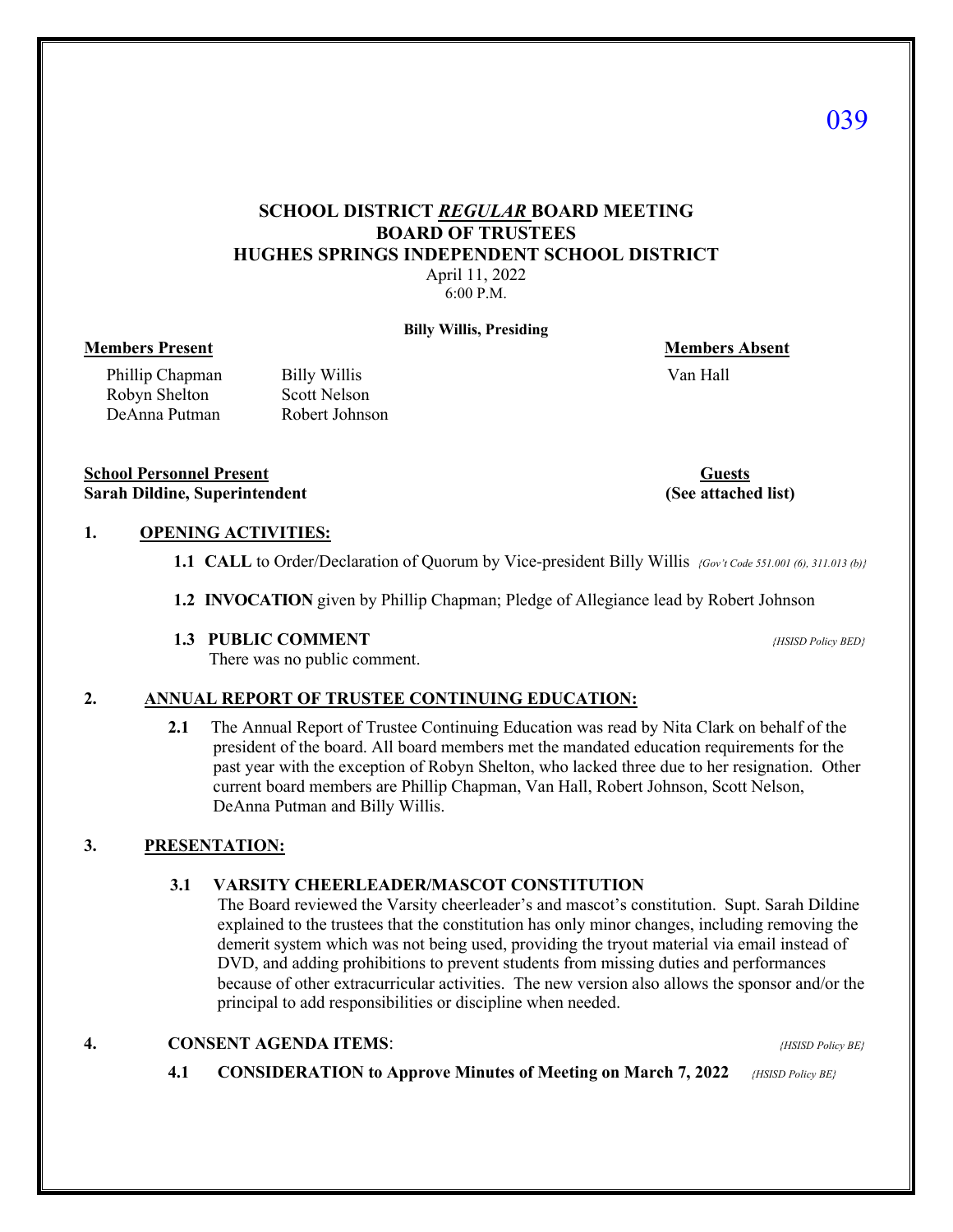# SCHOOL DISTRICT *REGULAR* BOARD MEETING
# BOARD OF TRUSTEES
# HUGHES SPRINGS INDEPENDENT SCHOOL DISTRICT

April 11, 2022
6:00 P.M.

**Billy Willis, Presiding**

**Members Present**

Phillip Chapman, Billy Willis, Robyn Shelton, Scott Nelson, DeAnna Putman, Robert Johnson

**Members Absent**

Van Hall

**School Personnel Present**
**Sarah Dildine, Superintendent**

**Guests**
**(See attached list)**

## 1. OPENING ACTIVITIES:

**1.1 CALL** to Order/Declaration of Quorum by Vice-president Billy Willis *{Gov't Code 551.001 (6), 311.013 (b)}*

**1.2 INVOCATION** given by Phillip Chapman; Pledge of Allegiance lead by Robert Johnson

**1.3 PUBLIC COMMENT** *{HSISD Policy BED}*
There was no public comment.

## 2. ANNUAL REPORT OF TRUSTEE CONTINUING EDUCATION:

**2.1** The Annual Report of Trustee Continuing Education was read by Nita Clark on behalf of the president of the board. All board members met the mandated education requirements for the past year with the exception of Robyn Shelton, who lacked three due to her resignation. Other current board members are Phillip Chapman, Van Hall, Robert Johnson, Scott Nelson, DeAnna Putman and Billy Willis.

## 3. PRESENTATION:

**3.1 VARSITY CHEERLEADER/MASCOT CONSTITUTION**
The Board reviewed the Varsity cheerleader's and mascot's constitution. Supt. Sarah Dildine explained to the trustees that the constitution has only minor changes, including removing the demerit system which was not being used, providing the tryout material via email instead of DVD, and adding prohibitions to prevent students from missing duties and performances because of other extracurricular activities. The new version also allows the sponsor and/or the principal to add responsibilities or discipline when needed.

## 4. CONSENT AGENDA ITEMS: *{HSISD Policy BE}*

**4.1 CONSIDERATION to Approve Minutes of Meeting on March 7, 2022** *{HSISD Policy BE}*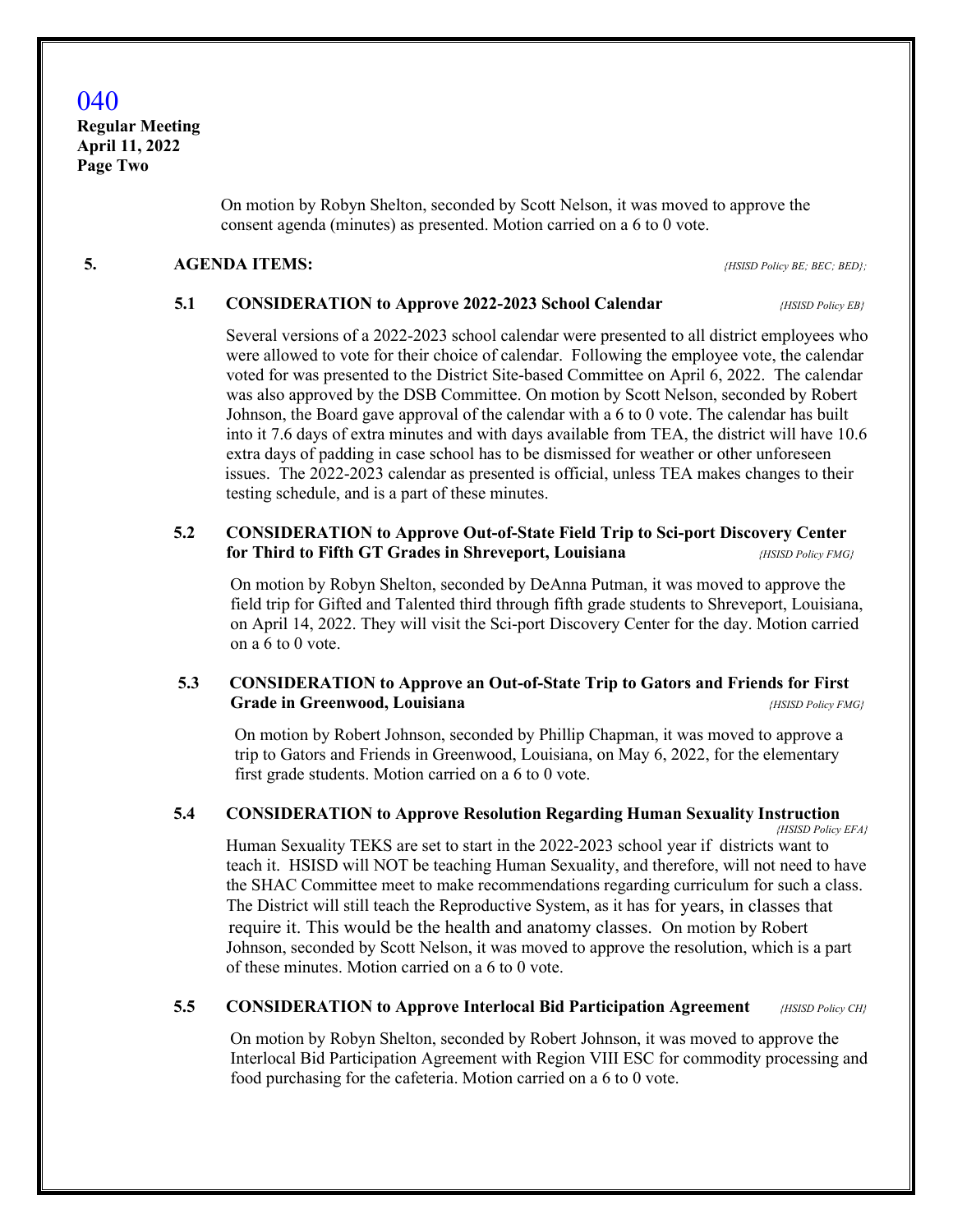On motion by Robyn Shelton, seconded by Scott Nelson, it was moved to approve the consent agenda (minutes) as presented. Motion carried on a 6 to 0 vote.

## 5. AGENDA ITEMS: *{HSISD Policy BE; BEC; BED};*

### 5.1 CONSIDERATION to Approve 2022-2023 School Calendar *{HSISD Policy EB}*

Several versions of a 2022-2023 school calendar were presented to all district employees who were allowed to vote for their choice of calendar. Following the employee vote, the calendar voted for was presented to the District Site-based Committee on April 6, 2022. The calendar was also approved by the DSB Committee. On motion by Scott Nelson, seconded by Robert Johnson, the Board gave approval of the calendar with a 6 to 0 vote. The calendar has built into it 7.6 days of extra minutes and with days available from TEA, the district will have 10.6 extra days of padding in case school has to be dismissed for weather or other unforeseen issues. The 2022-2023 calendar as presented is official, unless TEA makes changes to their testing schedule, and is a part of these minutes.

### 5.2 CONSIDERATION to Approve Out-of-State Field Trip to Sci-port Discovery Center for Third to Fifth GT Grades in Shreveport, Louisiana *{HSISD Policy FMG}*

On motion by Robyn Shelton, seconded by DeAnna Putman, it was moved to approve the field trip for Gifted and Talented third through fifth grade students to Shreveport, Louisiana, on April 14, 2022. They will visit the Sci-port Discovery Center for the day. Motion carried on a 6 to 0 vote.

### 5.3 CONSIDERATION to Approve an Out-of-State Trip to Gators and Friends for First Grade in Greenwood, Louisiana *{HSISD Policy FMG}*

On motion by Robert Johnson, seconded by Phillip Chapman, it was moved to approve a trip to Gators and Friends in Greenwood, Louisiana, on May 6, 2022, for the elementary first grade students. Motion carried on a 6 to 0 vote.

### 5.4 CONSIDERATION to Approve Resolution Regarding Human Sexuality Instruction *{HSISD Policy EFA}*

Human Sexuality TEKS are set to start in the 2022-2023 school year if districts want to teach it. HSISD will NOT be teaching Human Sexuality, and therefore, will not need to have the SHAC Committee meet to make recommendations regarding curriculum for such a class. The District will still teach the Reproductive System, as it has for years, in classes that require it. This would be the health and anatomy classes. On motion by Robert Johnson, seconded by Scott Nelson, it was moved to approve the resolution, which is a part of these minutes. Motion carried on a 6 to 0 vote.

### 5.5 CONSIDERATION to Approve Interlocal Bid Participation Agreement *{HSISD Policy CH}*

On motion by Robyn Shelton, seconded by Robert Johnson, it was moved to approve the Interlocal Bid Participation Agreement with Region VIII ESC for commodity processing and food purchasing for the cafeteria. Motion carried on a 6 to 0 vote.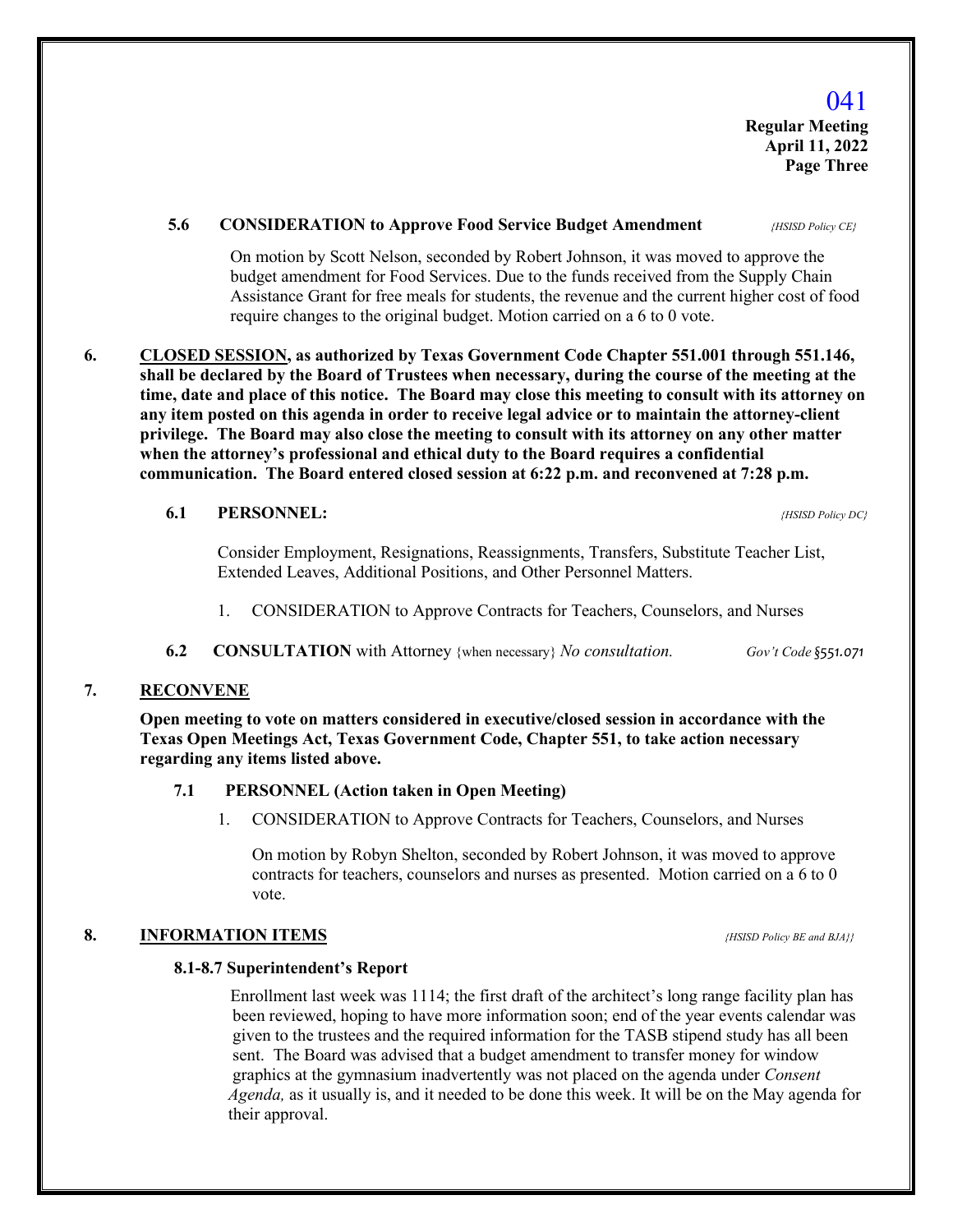**5.6 CONSIDERATION to Approve Food Service Budget Amendment** *{HSISD Policy CE}*

On motion by Scott Nelson, seconded by Robert Johnson, it was moved to approve the budget amendment for Food Services. Due to the funds received from the Supply Chain Assistance Grant for free meals for students, the revenue and the current higher cost of food require changes to the original budget. Motion carried on a 6 to 0 vote.

## 6. CLOSED SESSION, as authorized by Texas Government Code Chapter 551.001 through 551.146, shall be declared by the Board of Trustees when necessary, during the course of the meeting at the time, date and place of this notice. The Board may close this meeting to consult with its attorney on any item posted on this agenda in order to receive legal advice or to maintain the attorney-client privilege. The Board may also close the meeting to consult with its attorney on any other matter when the attorney's professional and ethical duty to the Board requires a confidential communication. The Board entered closed session at 6:22 p.m. and reconvened at 7:28 p.m.

**6.1 PERSONNEL:** *{HSISD Policy DC}*

Consider Employment, Resignations, Reassignments, Transfers, Substitute Teacher List, Extended Leaves, Additional Positions, and Other Personnel Matters.

1. CONSIDERATION to Approve Contracts for Teachers, Counselors, and Nurses

**6.2 CONSULTATION** with Attorney {when necessary} *No consultation.* *Gov't Code* §551.071

## 7. RECONVENE

**Open meeting to vote on matters considered in executive/closed session in accordance with the Texas Open Meetings Act, Texas Government Code, Chapter 551, to take action necessary regarding any items listed above.**

**7.1 PERSONNEL (Action taken in Open Meeting)**

1. CONSIDERATION to Approve Contracts for Teachers, Counselors, and Nurses

   On motion by Robyn Shelton, seconded by Robert Johnson, it was moved to approve contracts for teachers, counselors and nurses as presented. Motion carried on a 6 to 0 vote.

## 8. INFORMATION ITEMS *{HSISD Policy BE and BJA}}*

**8.1-8.7 Superintendent's Report**

Enrollment last week was 1114; the first draft of the architect's long range facility plan has been reviewed, hoping to have more information soon; end of the year events calendar was given to the trustees and the required information for the TASB stipend study has all been sent. The Board was advised that a budget amendment to transfer money for window graphics at the gymnasium inadvertently was not placed on the agenda under *Consent Agenda,* as it usually is, and it needed to be done this week. It will be on the May agenda for their approval.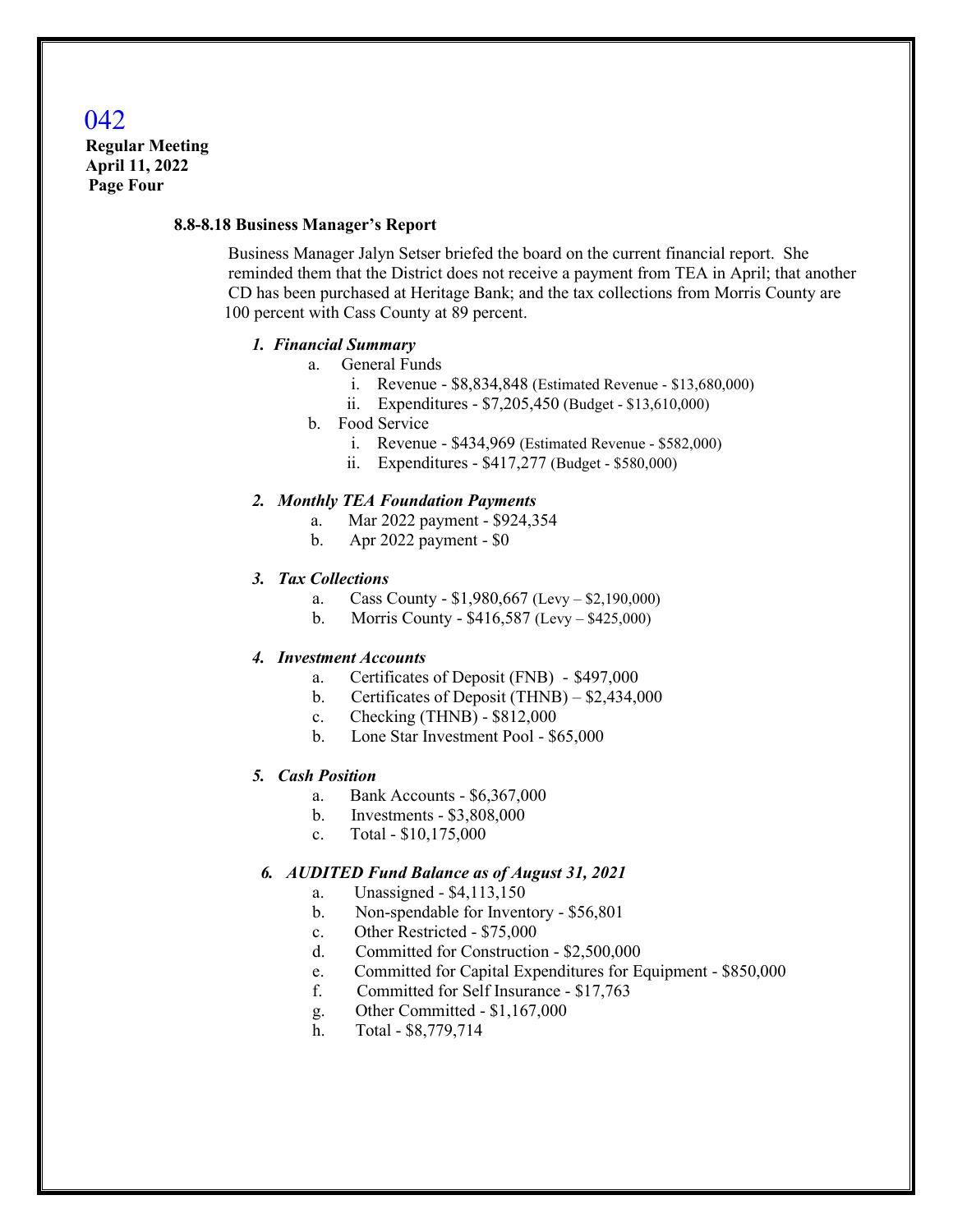042

**Regular Meeting**
**April 11, 2022**
**Page Four**

**8.8-8.18 Business Manager's Report**

Business Manager Jalyn Setser briefed the board on the current financial report. She reminded them that the District does not receive a payment from TEA in April; that another CD has been purchased at Heritage Bank; and the tax collections from Morris County are 100 percent with Cass County at 89 percent.

***1. Financial Summary***

- a. General Funds
  - i. Revenue - $8,834,848 (Estimated Revenue - $13,680,000)
  - ii. Expenditures - $7,205,450 (Budget - $13,610,000)
- b. Food Service
  - i. Revenue - $434,969 (Estimated Revenue - $582,000)
  - ii. Expenditures - $417,277 (Budget - $580,000)

***2. Monthly TEA Foundation Payments***

- a. Mar 2022 payment - $924,354
- b. Apr 2022 payment - $0

***3. Tax Collections***

- a. Cass County - $1,980,667 (Levy – $2,190,000)
- b. Morris County - $416,587 (Levy – $425,000)

***4. Investment Accounts***

- a. Certificates of Deposit (FNB) - $497,000
- b. Certificates of Deposit (THNB) – $2,434,000
- c. Checking (THNB) - $812,000
- b. Lone Star Investment Pool - $65,000

***5. Cash Position***

- a. Bank Accounts - $6,367,000
- b. Investments - $3,808,000
- c. Total - $10,175,000

***6. AUDITED Fund Balance as of August 31, 2021***

- a. Unassigned - $4,113,150
- b. Non-spendable for Inventory - $56,801
- c. Other Restricted - $75,000
- d. Committed for Construction - $2,500,000
- e. Committed for Capital Expenditures for Equipment - $850,000
- f. Committed for Self Insurance - $17,763
- g. Other Committed - $1,167,000
- h. Total - $8,779,714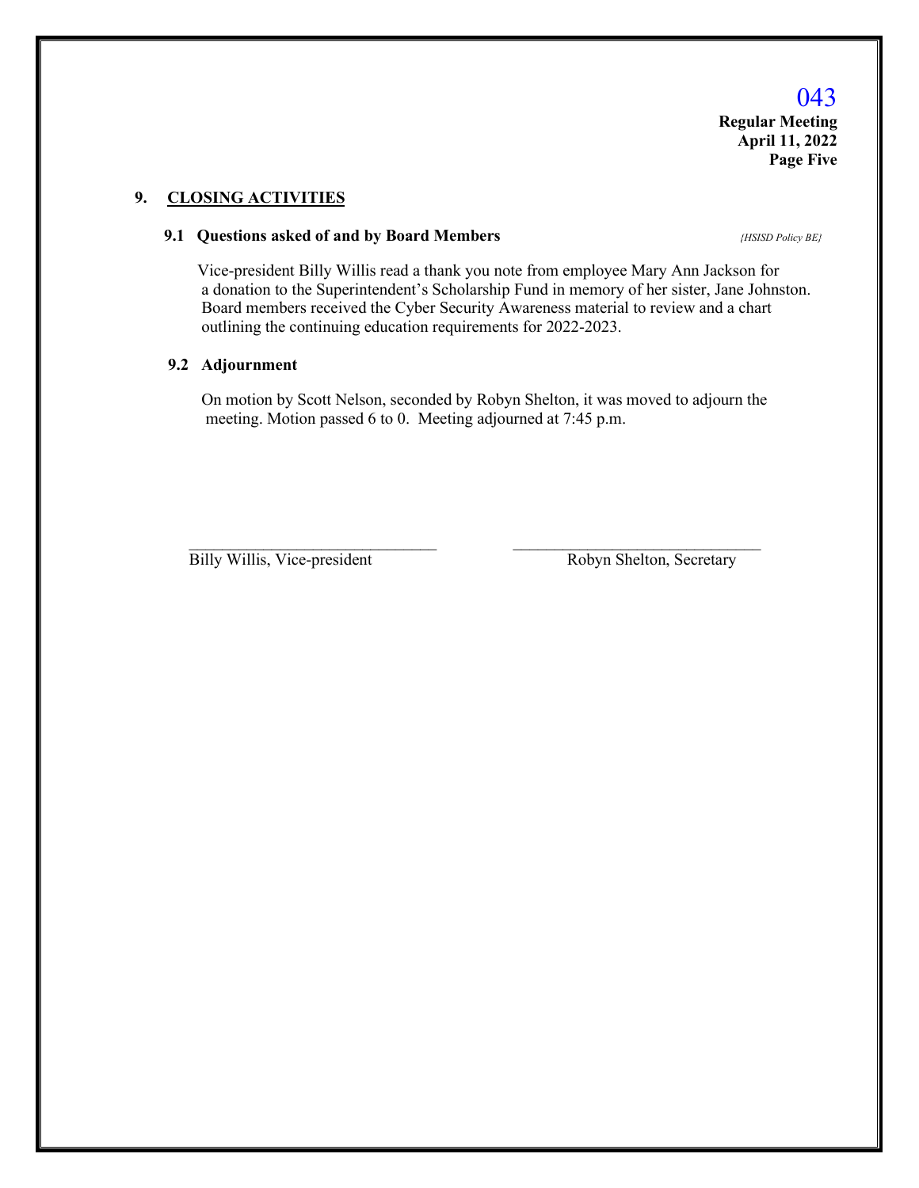## 9. CLOSING ACTIVITIES

### 9.1 Questions asked of and by Board Members

*{HSISD Policy BE}*

Vice-president Billy Willis read a thank you note from employee Mary Ann Jackson for a donation to the Superintendent's Scholarship Fund in memory of her sister, Jane Johnston. Board members received the Cyber Security Awareness material to review and a chart outlining the continuing education requirements for 2022-2023.

### 9.2 Adjournment

On motion by Scott Nelson, seconded by Robyn Shelton, it was moved to adjourn the meeting. Motion passed 6 to 0. Meeting adjourned at 7:45 p.m.

______________________________ ______________________________

Billy Willis, Vice-president Robyn Shelton, Secretary